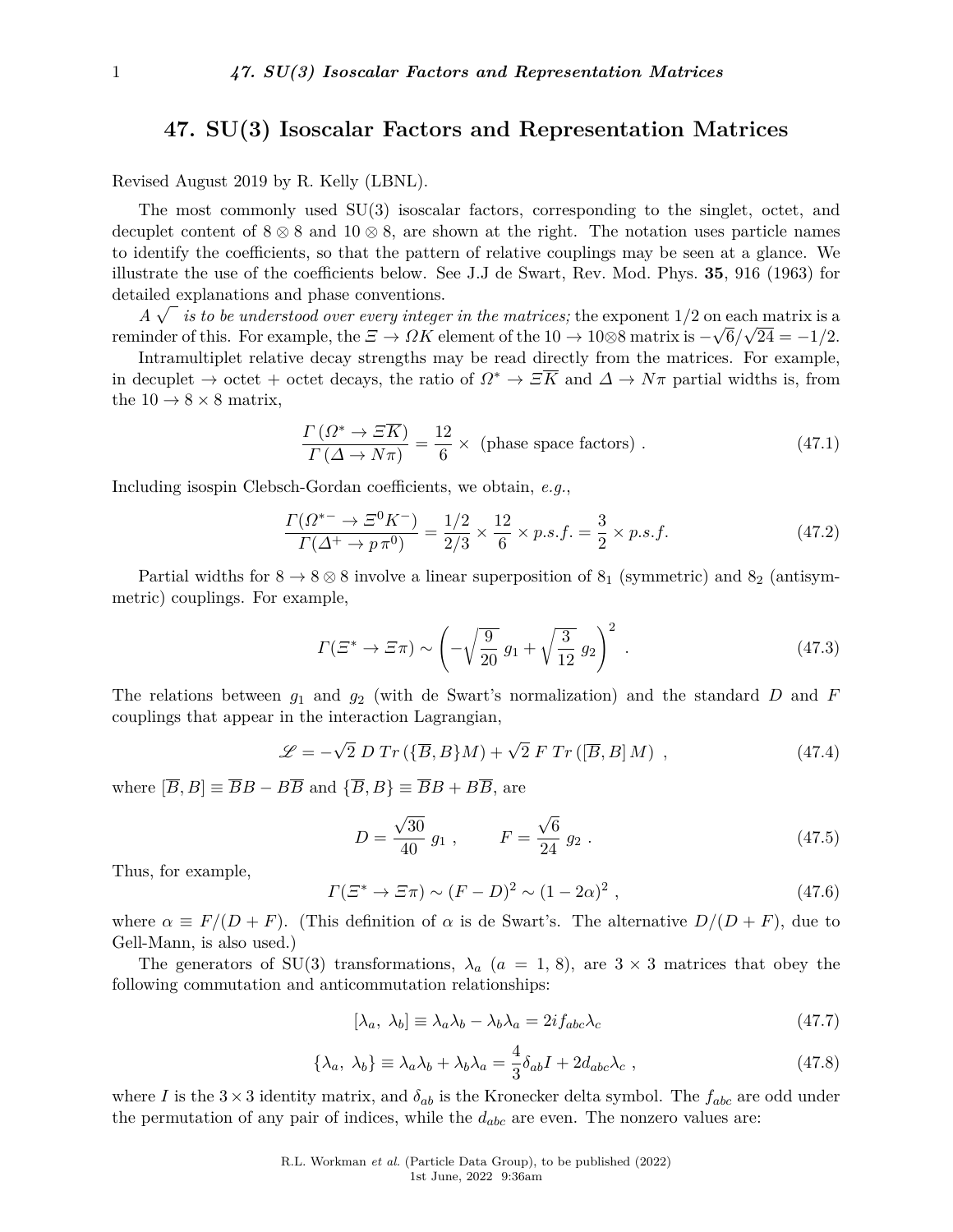# 47. SU(3) Isoscalar Factors and Representation Matrices

Revised August 2019 by R. Kelly (LBNL).

The most commonly used SU(3) isoscalar factors, corresponding to the singlet, octet, and decuplet content of $8 \otimes 8$ and $10 \otimes 8$, are shown at the right. The notation uses particle names to identify the coefficients, so that the pattern of relative couplings may be seen at a glance. We illustrate the use of the coefficients below. See J.J de Swart, Rev. Mod. Phys. **35**, 916 (1963) for detailed explanations and phase conventions.

*A* $\sqrt{\ }$ *is to be understood over every integer in the matrices;* the exponent 1/2 on each matrix is a reminder of this. For example, the $\Xi \to \Omega K$ element of the $10 \to 10 \otimes 8$ matrix is $-\sqrt{6}/\sqrt{24} = -1/2$.

Intramultiplet relative decay strengths may be read directly from the matrices. For example, in decuplet $\to$ octet + octet decays, the ratio of $\Omega^* \to \Xi \overline{K}$ and $\Delta \to N\pi$ partial widths is, from the $10 \to 8 \times 8$ matrix,

$$\frac{\Gamma\left(\Omega^* \to \Xi \overline{K}\right)}{\Gamma\left(\Delta \to N\pi\right)} = \frac{12}{6} \times \text{ (phase space factors)} \ . \tag{47.1}$$

Including isospin Clebsch-Gordan coefficients, we obtain, *e.g.*,

$$\frac{\Gamma(\Omega^{*-} \to \Xi^0 K^-)}{\Gamma(\Delta^+ \to p\,\pi^0)} = \frac{1/2}{2/3} \times \frac{12}{6} \times p.s.f. = \frac{3}{2} \times p.s.f. \tag{47.2}$$

Partial widths for $8 \to 8 \otimes 8$ involve a linear superposition of $8_1$ (symmetric) and $8_2$ (antisymmetric) couplings. For example,

$$\Gamma(\Xi^* \to \Xi\pi) \sim \left(-\sqrt{\frac{9}{20}}\, g_1 + \sqrt{\frac{3}{12}}\, g_2\right)^2 \ . \tag{47.3}$$

The relations between $g_1$ and $g_2$ (with de Swart's normalization) and the standard $D$ and $F$ couplings that appear in the interaction Lagrangian,

$$\mathscr{L} = -\sqrt{2}\ D\ Tr\left(\{\overline{B}, B\}M\right) + \sqrt{2}\ F\ Tr\left([\overline{B}, B]\,M\right)\ , \tag{47.4}$$

where $[\overline{B}, B] \equiv \overline{B}B - B\overline{B}$ and $\{\overline{B}, B\} \equiv \overline{B}B + B\overline{B}$, are

$$D = \frac{\sqrt{30}}{40}\ g_1\ , \qquad F = \frac{\sqrt{6}}{24}\ g_2\ . \tag{47.5}$$

Thus, for example,

$$\Gamma(\Xi^* \to \Xi\pi) \sim (F - D)^2 \sim (1 - 2\alpha)^2\ , \tag{47.6}$$

where $\alpha \equiv F/(D+F)$. (This definition of $\alpha$ is de Swart's. The alternative $D/(D+F)$, due to Gell-Mann, is also used.)

The generators of SU(3) transformations, $\lambda_a$ ($a$ = 1, 8), are $3 \times 3$ matrices that obey the following commutation and anticommutation relationships:

$$[\lambda_a,\ \lambda_b] \equiv \lambda_a\lambda_b - \lambda_b\lambda_a = 2if_{abc}\lambda_c \tag{47.7}$$

$$\{\lambda_a,\ \lambda_b\} \equiv \lambda_a\lambda_b + \lambda_b\lambda_a = \frac{4}{3}\delta_{ab}I + 2d_{abc}\lambda_c\ , \tag{47.8}$$

where $I$ is the $3 \times 3$ identity matrix, and $\delta_{ab}$ is the Kronecker delta symbol. The $f_{abc}$ are odd under the permutation of any pair of indices, while the $d_{abc}$ are even. The nonzero values are: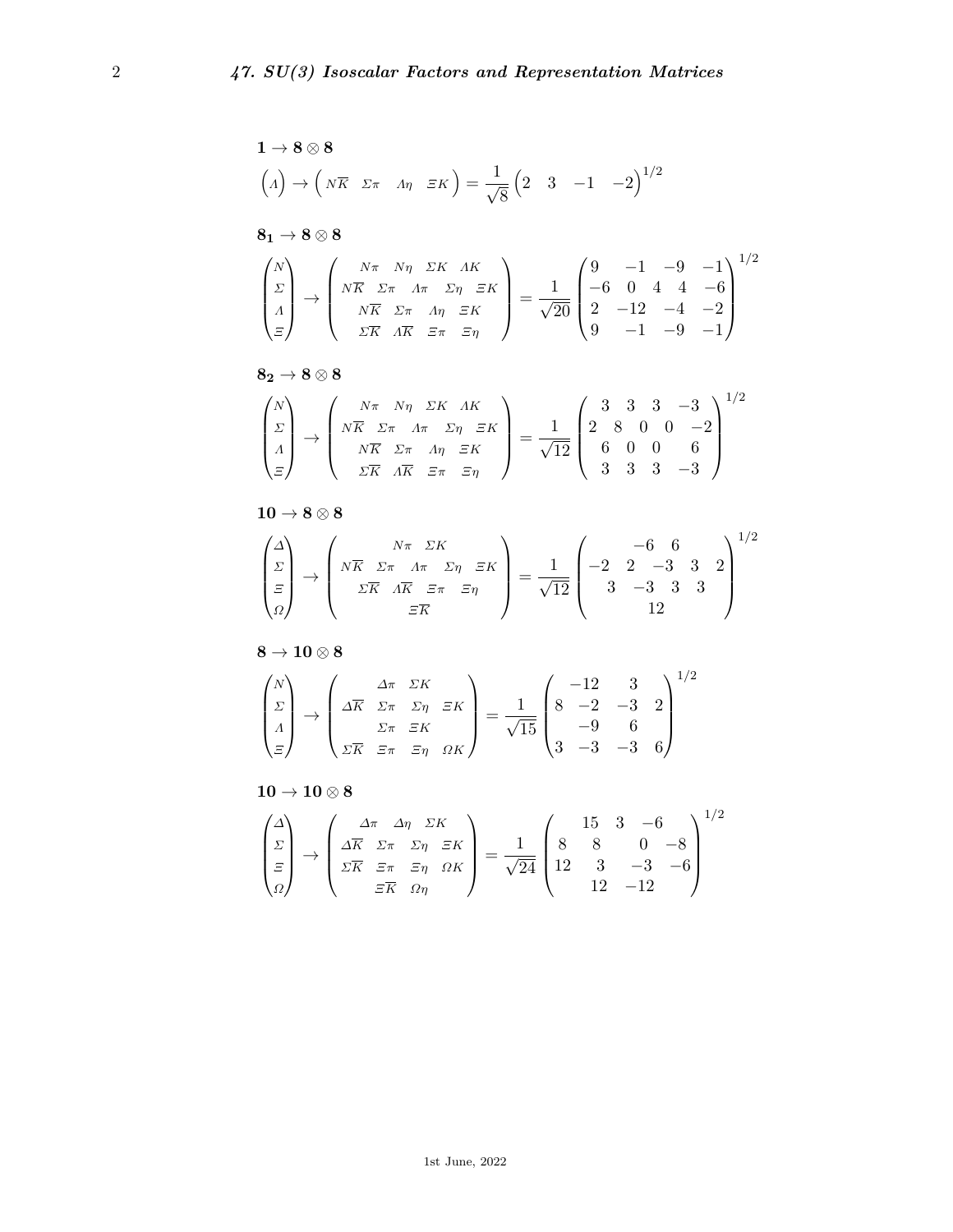$\mathbf{1} \to \mathbf{8} \otimes \mathbf{8}$

$$
\begin{pmatrix} \Lambda \end{pmatrix} \to \begin{pmatrix} N\overline{K} & \Sigma\pi & \Lambda\eta & \Xi K \end{pmatrix} = \frac{1}{\sqrt{8}} \begin{pmatrix} 2 & 3 & -1 & -2 \end{pmatrix}^{1/2}
$$

$\mathbf{8_1} \to \mathbf{8} \otimes \mathbf{8}$

$$
\begin{pmatrix} N \\ \Sigma \\ \Lambda \\ \Xi \end{pmatrix} \to \begin{pmatrix} N\pi & N\eta & \Sigma K & \Lambda K & \\ N\overline{K} & \Sigma\pi & \Lambda\pi & \Sigma\eta & \Xi K \\ N\overline{K} & \Sigma\pi & \Lambda\eta & \Xi K & \\ \Sigma\overline{K} & \Lambda\overline{K} & \Xi\pi & \Xi\eta & \end{pmatrix} = \frac{1}{\sqrt{20}} \begin{pmatrix} 9 & -1 & -9 & -1 & \\ -6 & 0 & 4 & 4 & -6 \\ 2 & -12 & -4 & -2 & \\ 9 & -1 & -9 & -1 & \end{pmatrix}^{1/2}
$$

$\mathbf{8_2} \to \mathbf{8} \otimes \mathbf{8}$

$$
\begin{pmatrix} N \\ \Sigma \\ \Lambda \\ \Xi \end{pmatrix} \to \begin{pmatrix} N\pi & N\eta & \Sigma K & \Lambda K & \\ N\overline{K} & \Sigma\pi & \Lambda\pi & \Sigma\eta & \Xi K \\ N\overline{K} & \Sigma\pi & \Lambda\eta & \Xi K & \\ \Sigma\overline{K} & \Lambda\overline{K} & \Xi\pi & \Xi\eta & \end{pmatrix} = \frac{1}{\sqrt{12}} \begin{pmatrix} 3 & 3 & 3 & -3 & \\ 2 & 8 & 0 & 0 & -2 \\ 6 & 0 & 0 & 6 & \\ 3 & 3 & 3 & -3 & \end{pmatrix}^{1/2}
$$

$\mathbf{10} \to \mathbf{8} \otimes \mathbf{8}$

$$
\begin{pmatrix} \Delta \\ \Sigma \\ \Xi \\ \Omega \end{pmatrix} \to \begin{pmatrix} N\pi & \Sigma K & & & \\ N\overline{K} & \Sigma\pi & \Lambda\pi & \Sigma\eta & \Xi K \\ \Sigma\overline{K} & \Lambda\overline{K} & \Xi\pi & \Xi\eta & \\ \Xi\overline{K} & & & & \end{pmatrix} = \frac{1}{\sqrt{12}} \begin{pmatrix} -6 & 6 & & & \\ -2 & 2 & -3 & 3 & 2 \\ 3 & -3 & 3 & 3 & \\ 12 & & & & \end{pmatrix}^{1/2}
$$

$\mathbf{8} \to \mathbf{10} \otimes \mathbf{8}$

$$
\begin{pmatrix} N \\ \Sigma \\ \Lambda \\ \Xi \end{pmatrix} \to \begin{pmatrix} \Delta\pi & \Sigma K & & \\ \Delta\overline{K} & \Sigma\pi & \Sigma\eta & \Xi K \\ \Sigma\pi & \Xi K & & \\ \Sigma\overline{K} & \Xi\pi & \Xi\eta & \Omega K \end{pmatrix} = \frac{1}{\sqrt{15}} \begin{pmatrix} -12 & 3 & & \\ 8 & -2 & -3 & 2 \\ -9 & 6 & & \\ 3 & -3 & -3 & 6 \end{pmatrix}^{1/2}
$$

$\mathbf{10} \to \mathbf{10} \otimes \mathbf{8}$

$$
\begin{pmatrix} \Delta \\ \Sigma \\ \Xi \\ \Omega \end{pmatrix} \to \begin{pmatrix} \Delta\pi & \Delta\eta & \Sigma K & \\ \Delta\overline{K} & \Sigma\pi & \Sigma\eta & \Xi K \\ \Sigma\overline{K} & \Xi\pi & \Xi\eta & \Omega K \\ \Xi\overline{K} & \Omega\eta & & \end{pmatrix} = \frac{1}{\sqrt{24}} \begin{pmatrix} 15 & 3 & -6 & \\ 8 & 8 & 0 & -8 \\ 12 & 3 & -3 & -6 \\ 12 & -12 & & \end{pmatrix}^{1/2}
$$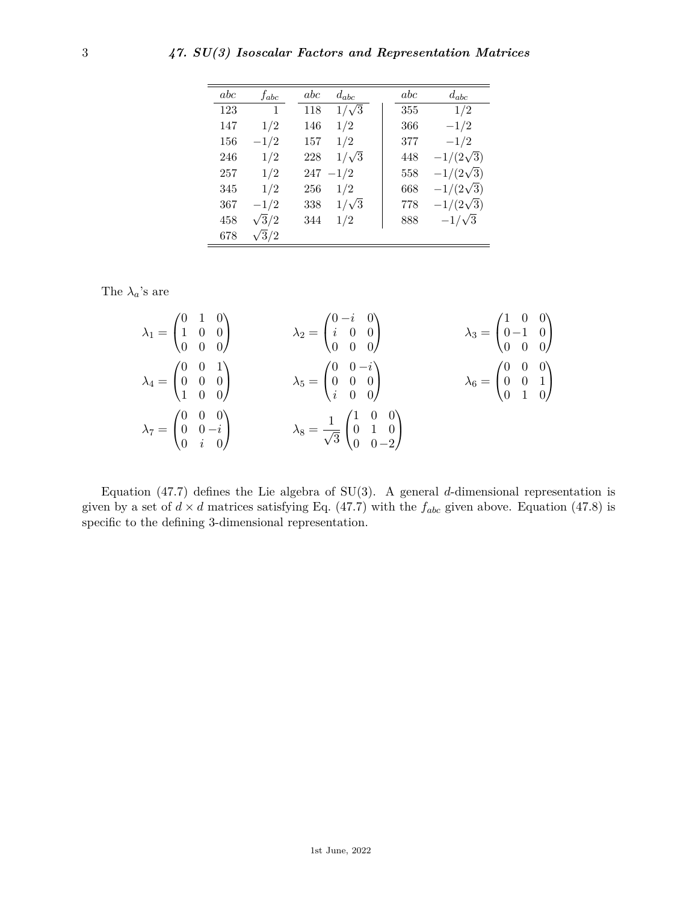| $abc$ | $f_{abc}$ | $abc$ | $d_{abc}$ | $abc$ | $d_{abc}$ |
|---|---|---|---|---|---|
| 123 | 1 | 118 | $1/\sqrt{3}$ | 355 | $1/2$ |
| 147 | $1/2$ | 146 | $1/2$ | 366 | $-1/2$ |
| 156 | $-1/2$ | 157 | $1/2$ | 377 | $-1/2$ |
| 246 | $1/2$ | 228 | $1/\sqrt{3}$ | 448 | $-1/(2\sqrt{3})$ |
| 257 | $1/2$ | 247 | $-1/2$ | 558 | $-1/(2\sqrt{3})$ |
| 345 | $1/2$ | 256 | $1/2$ | 668 | $-1/(2\sqrt{3})$ |
| 367 | $-1/2$ | 338 | $1/\sqrt{3}$ | 778 | $-1/(2\sqrt{3})$ |
| 458 | $\sqrt{3}/2$ | 344 | $1/2$ | 888 | $-1/\sqrt{3}$ |
| 678 | $\sqrt{3}/2$ | | | | |

The $\lambda_a$'s are

$$\lambda_1 = \begin{pmatrix} 0 & 1 & 0 \\ 1 & 0 & 0 \\ 0 & 0 & 0 \end{pmatrix} \qquad \lambda_2 = \begin{pmatrix} 0 & -i & 0 \\ i & 0 & 0 \\ 0 & 0 & 0 \end{pmatrix} \qquad \lambda_3 = \begin{pmatrix} 1 & 0 & 0 \\ 0 & -1 & 0 \\ 0 & 0 & 0 \end{pmatrix}$$

$$\lambda_4 = \begin{pmatrix} 0 & 0 & 1 \\ 0 & 0 & 0 \\ 1 & 0 & 0 \end{pmatrix} \qquad \lambda_5 = \begin{pmatrix} 0 & 0 & -i \\ 0 & 0 & 0 \\ i & 0 & 0 \end{pmatrix} \qquad \lambda_6 = \begin{pmatrix} 0 & 0 & 0 \\ 0 & 0 & 1 \\ 0 & 1 & 0 \end{pmatrix}$$

$$\lambda_7 = \begin{pmatrix} 0 & 0 & 0 \\ 0 & 0 & -i \\ 0 & i & 0 \end{pmatrix} \qquad \lambda_8 = \frac{1}{\sqrt{3}} \begin{pmatrix} 1 & 0 & 0 \\ 0 & 1 & 0 \\ 0 & 0 & -2 \end{pmatrix}$$

Equation (47.7) defines the Lie algebra of SU(3). A general $d$-dimensional representation is given by a set of $d \times d$ matrices satisfying Eq. (47.7) with the $f_{abc}$ given above. Equation (47.8) is specific to the defining 3-dimensional representation.